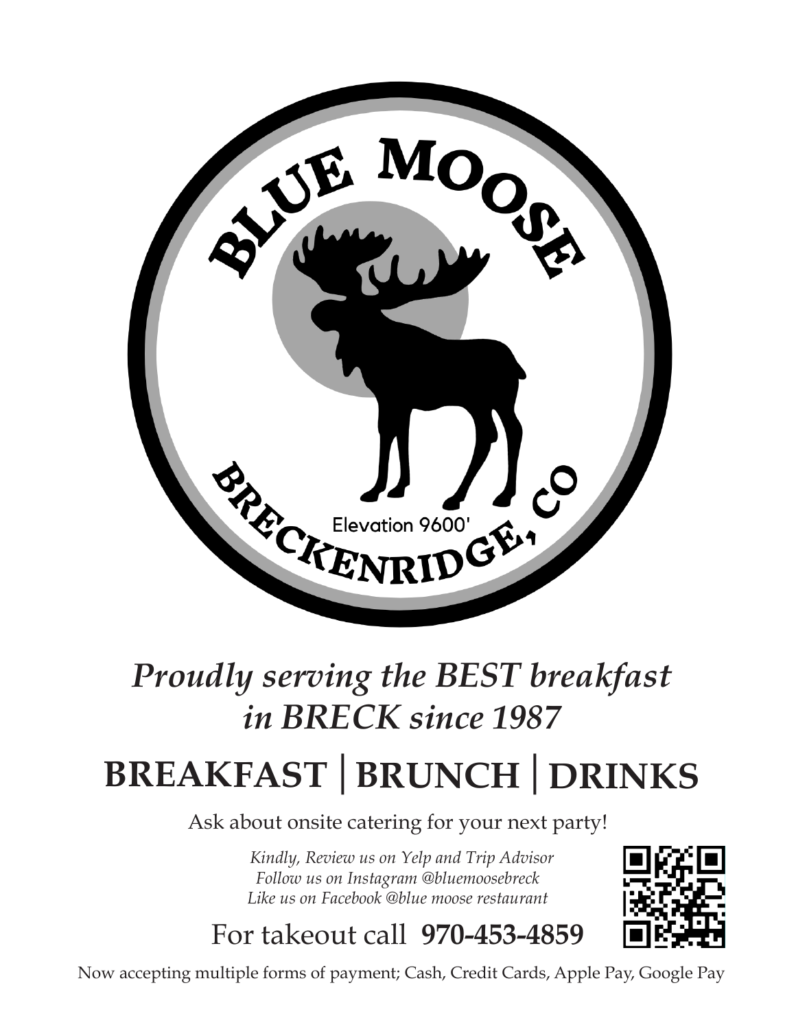# BLUE MOOSE

BRECKENRIDGE, CO

Elevation 9600'

*Proudly serving the BEST breakfast in BRECK since 1987*

## BREAKFAST | BRUNCH | DRINKS

Ask about onsite catering for your next party!

*Kindly, Review us on Yelp and Trip Advisor*
*Follow us on Instagram @bluemoosebreck*
*Like us on Facebook @blue moose restaurant*

For takeout call **970-453-4859**

Now accepting multiple forms of payment; Cash, Credit Cards, Apple Pay, Google Pay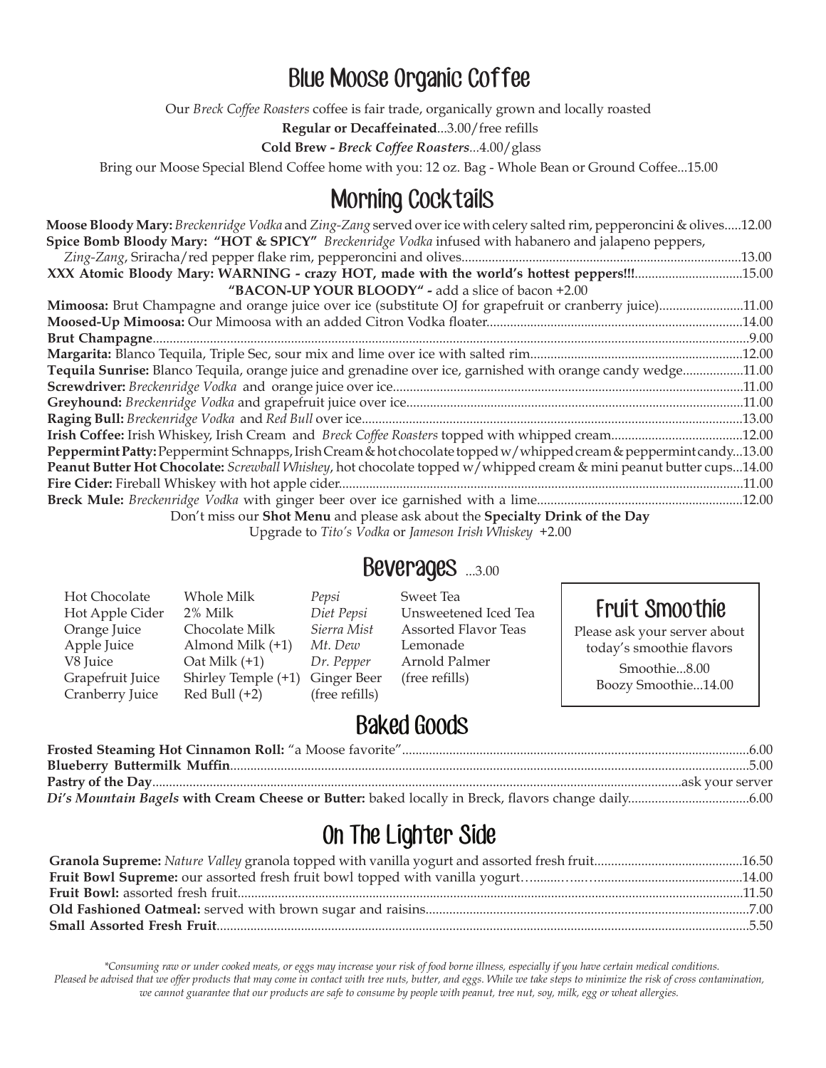## Blue Moose Organic Coffee

Our *Breck Coffee Roasters* coffee is fair trade, organically grown and locally roasted

**Regular or Decaffeinated**...3.00/free refills

**Cold Brew - *Breck Coffee Roasters***...4.00/glass

Bring our Moose Special Blend Coffee home with you: 12 oz. Bag - Whole Bean or Ground Coffee...15.00

## Morning Cocktails

**Moose Bloody Mary:** *Breckenridge Vodka* and *Zing-Zang* served over ice with celery salted rim, pepperoncini & olives.....12.00

**Spice Bomb Bloody Mary: "HOT & SPICY"** *Breckenridge Vodka* infused with habanero and jalapeno peppers, *Zing-Zang*, Sriracha/red pepper flake rim, pepperoncini and olives.....13.00

**XXX Atomic Bloody Mary: WARNING - crazy HOT, made with the world's hottest peppers!!!**.....15.00

**"BACON-UP YOUR BLOODY" -** add a slice of bacon +2.00

**Mimoosa:** Brut Champagne and orange juice over ice (substitute OJ for grapefruit or cranberry juice).....11.00

**Moosed-Up Mimoosa:** Our Mimoosa with an added Citron Vodka floater.....14.00

**Brut Champagne**.....9.00

**Margarita:** Blanco Tequila, Triple Sec, sour mix and lime over ice with salted rim.....12.00

**Tequila Sunrise:** Blanco Tequila, orange juice and grenadine over ice, garnished with orange candy wedge.....11.00

**Screwdriver:** *Breckenridge Vodka* and orange juice over ice.....11.00

**Greyhound:** *Breckenridge Vodka* and grapefruit juice over ice.....11.00

**Raging Bull:** *Breckenridge Vodka* and *Red Bull* over ice.....13.00

**Irish Coffee:** Irish Whiskey, Irish Cream and *Breck Coffee Roasters* topped with whipped cream.....12.00

**Peppermint Patty:** Peppermint Schnapps, Irish Cream & hot chocolate topped w/whipped cream & peppermint candy...13.00

**Peanut Butter Hot Chocolate:** *Screwball Whishey*, hot chocolate topped w/whipped cream & mini peanut butter cups...14.00

**Fire Cider:** Fireball Whiskey with hot apple cider.....11.00

**Breck Mule:** *Breckenridge Vodka* with ginger beer over ice garnished with a lime.....12.00

Don't miss our **Shot Menu** and please ask about the **Specialty Drink of the Day**

Upgrade to *Tito's Vodka* or *Jameson Irish Whiskey* +2.00

## Beverages ...3.00

Hot Chocolate
Hot Apple Cider
Orange Juice
Apple Juice
V8 Juice
Grapefruit Juice
Cranberry Juice

Whole Milk
2% Milk
Chocolate Milk
Almond Milk (+1)
Oat Milk (+1)
Shirley Temple (+1)
Red Bull (+2)

*Pepsi*
*Diet Pepsi*
*Sierra Mist*
*Mt. Dew*
*Dr. Pepper*
Ginger Beer
(free refills)

Sweet Tea
Unsweetened Iced Tea
Assorted Flavor Teas
Lemonade
Arnold Palmer
(free refills)

## Fruit Smoothie

Please ask your server about today's smoothie flavors

Smoothie...8.00

Boozy Smoothie...14.00

## Baked Goods

**Frosted Steaming Hot Cinnamon Roll:** "a Moose favorite".....6.00

**Blueberry Buttermilk Muffin**.....5.00

**Pastry of the Day**.....ask your server

***Di's Mountain Bagels* with Cream Cheese or Butter:** baked locally in Breck, flavors change daily.....6.00

## On The Lighter Side

**Granola Supreme:** *Nature Valley* granola topped with vanilla yogurt and assorted fresh fruit.....16.50

**Fruit Bowl Supreme:** our assorted fresh fruit bowl topped with vanilla yogurt.....14.00

**Fruit Bowl:** assorted fresh fruit.....11.50

**Old Fashioned Oatmeal:** served with brown sugar and raisins.....7.00

**Small Assorted Fresh Fruit**.....5.50

*\*Consuming raw or under cooked meats, or eggs may increase your risk of food borne illness, especially if you have certain medical conditions. Pleased be advised that we offer products that may come in contact with tree nuts, butter, and eggs. While we take steps to minimize the risk of cross contamination, we cannot guarantee that our products are safe to consume by people with peanut, tree nut, soy, milk, egg or wheat allergies.*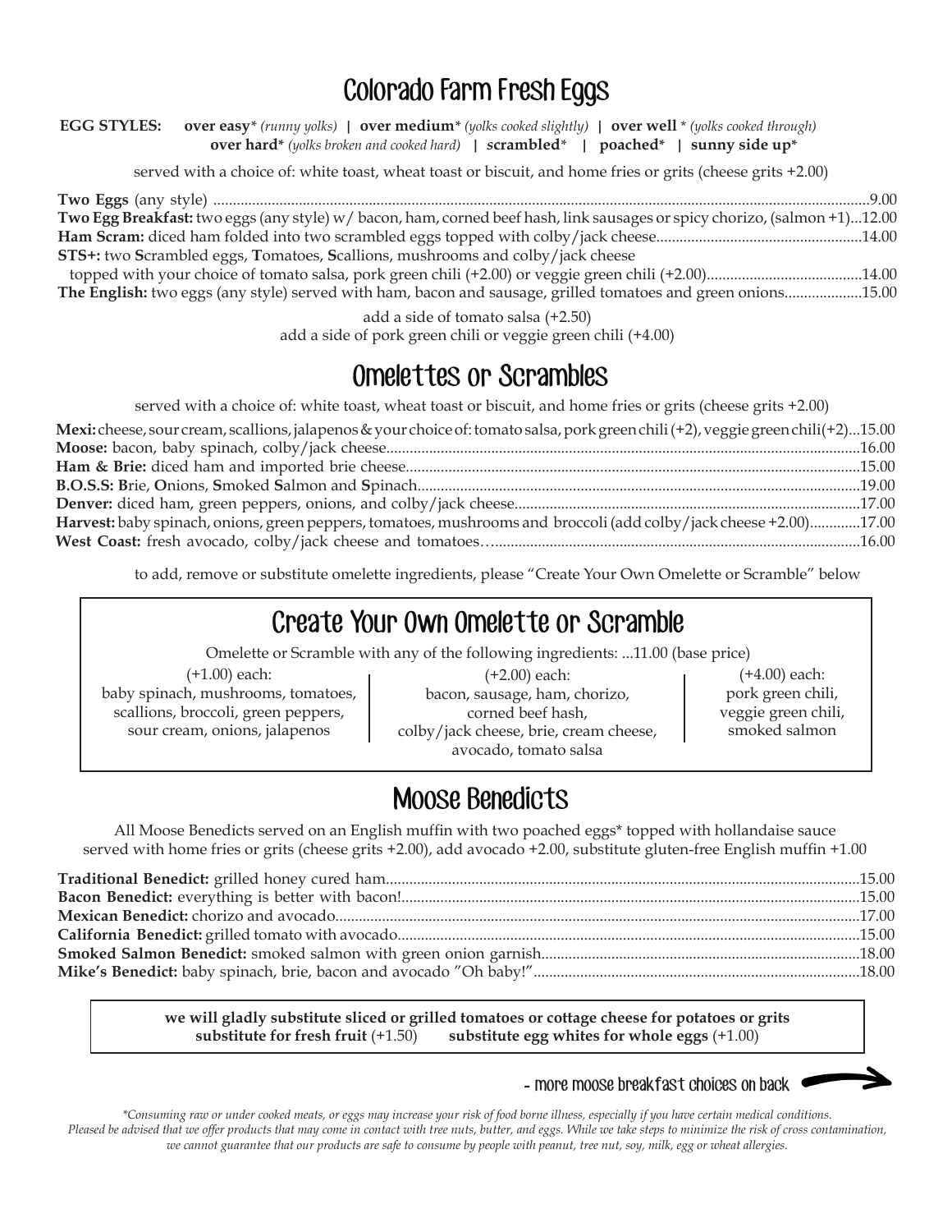# Colorado Farm Fresh Eggs

**EGG STYLES:** **over easy*** *(runny yolks)* | **over medium*** *(yolks cooked slightly)* | **over well** * *(yolks cooked through)* **over hard*** *(yolks broken and cooked hard)* | **scrambled*** | **poached*** | **sunny side up***

served with a choice of: white toast, wheat toast or biscuit, and home fries or grits (cheese grits +2.00)

**Two Eggs** (any style) ........ 9.00
**Two Egg Breakfast:** two eggs (any style) w/ bacon, ham, corned beef hash, link sausages or spicy chorizo, (salmon +1)...12.00
**Ham Scram:** diced ham folded into two scrambled eggs topped with colby/jack cheese........ 14.00
**STS+:** two **S**crambled eggs, **T**omatoes, **S**callions, mushrooms and colby/jack cheese topped with your choice of tomato salsa, pork green chili (+2.00) or veggie green chili (+2.00)........ 14.00
**The English:** two eggs (any style) served with ham, bacon and sausage, grilled tomatoes and green onions........ 15.00

add a side of tomato salsa (+2.50)
add a side of pork green chili or veggie green chili (+4.00)

# Omelettes or Scrambles

served with a choice of: white toast, wheat toast or biscuit, and home fries or grits (cheese grits +2.00)

**Mexi:** cheese, sour cream, scallions, jalapenos & your choice of: tomato salsa, pork green chili (+2), veggie green chili(+2)...15.00
**Moose:** bacon, baby spinach, colby/jack cheese........ 16.00
**Ham & Brie:** diced ham and imported brie cheese........ 15.00
**B.O.S.S: B**rie, **O**nions, **S**moked **S**almon and **S**pinach........ 19.00
**Denver:** diced ham, green peppers, onions, and colby/jack cheese........ 17.00
**Harvest:** baby spinach, onions, green peppers, tomatoes, mushrooms and broccoli (add colby/jack cheese +2.00)........ 17.00
**West Coast:** fresh avocado, colby/jack cheese and tomatoes…........ 16.00

to add, remove or substitute omelette ingredients, please "Create Your Own Omelette or Scramble" below

## Create Your Own Omelette or Scramble

Omelette or Scramble with any of the following ingredients: ...11.00 (base price)

(+1.00) each:
baby spinach, mushrooms, tomatoes, scallions, broccoli, green peppers, sour cream, onions, jalapenos

(+2.00) each:
bacon, sausage, ham, chorizo, corned beef hash, colby/jack cheese, brie, cream cheese, avocado, tomato salsa

(+4.00) each:
pork green chili, veggie green chili, smoked salmon

# Moose Benedicts

All Moose Benedicts served on an English muffin with two poached eggs* topped with hollandaise sauce served with home fries or grits (cheese grits +2.00), add avocado +2.00, substitute gluten-free English muffin +1.00

**Traditional Benedict:** grilled honey cured ham........ 15.00
**Bacon Benedict:** everything is better with bacon!........ 15.00
**Mexican Benedict:** chorizo and avocado........ 17.00
**California Benedict:** grilled tomato with avocado........ 15.00
**Smoked Salmon Benedict:** smoked salmon with green onion garnish........ 18.00
**Mike's Benedict:** baby spinach, brie, bacon and avocado "Oh baby!"........ 18.00

**we will gladly substitute sliced or grilled tomatoes or cottage cheese for potatoes or grits**
**substitute for fresh fruit** (+1.50) **substitute egg whites for whole eggs** (+1.00)

- more moose breakfast choices on back

*\*Consuming raw or under cooked meats, or eggs may increase your risk of food borne illness, especially if you have certain medical conditions. Pleased be advised that we offer products that may come in contact with tree nuts, butter, and eggs. While we take steps to minimize the risk of cross contamination, we cannot guarantee that our products are safe to consume by people with peanut, tree nut, soy, milk, egg or wheat allergies.*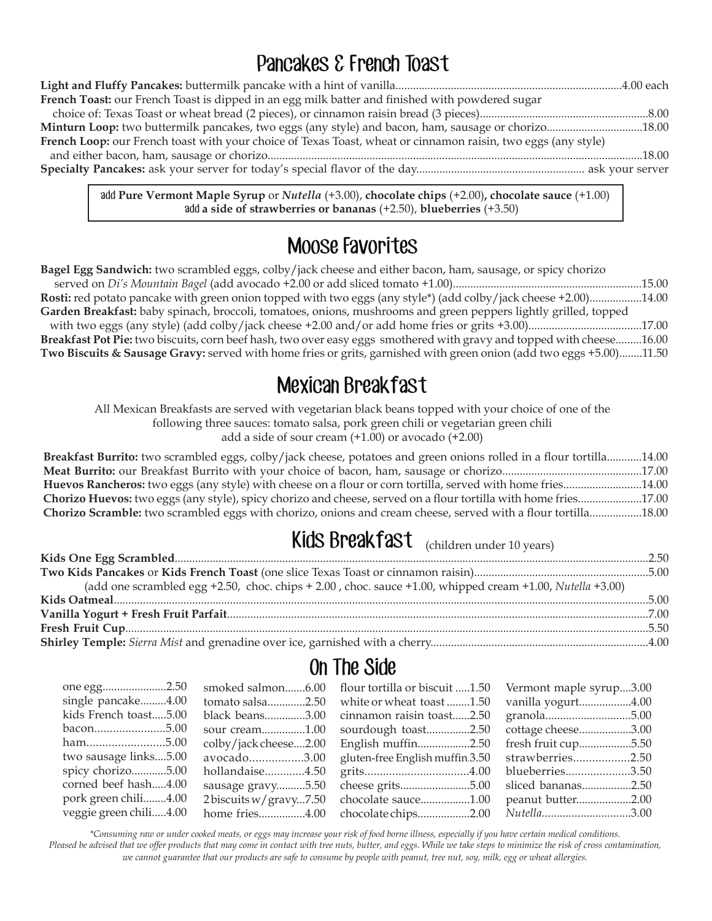## Pancakes & French Toast

**Light and Fluffy Pancakes:** buttermilk pancake with a hint of vanilla....4.00 each

**French Toast:** our French Toast is dipped in an egg milk batter and finished with powdered sugar choice of: Texas Toast or wheat bread (2 pieces), or cinnamon raisin bread (3 pieces)....8.00

**Minturn Loop:** two buttermilk pancakes, two eggs (any style) and bacon, ham, sausage or chorizo....18.00

**French Loop:** our French toast with your choice of Texas Toast, wheat or cinnamon raisin, two eggs (any style) and either bacon, ham, sausage or chorizo....18.00

**Specialty Pancakes:** ask your server for today's special flavor of the day.... ask your server

> add **Pure Vermont Maple Syrup** or ***Nutella*** (+3.00), **chocolate chips** (+2.00), **chocolate sauce** (+1.00)
> add **a side of strawberries or bananas** (+2.50), **blueberries** (+3.50)

## Moose Favorites

**Bagel Egg Sandwich:** two scrambled eggs, colby/jack cheese and either bacon, ham, sausage, or spicy chorizo served on *Di's Mountain Bagel* (add avocado +2.00 or add sliced tomato +1.00)....15.00

**Rosti:** red potato pancake with green onion topped with two eggs (any style*) (add colby/jack cheese +2.00)....14.00

**Garden Breakfast:** baby spinach, broccoli, tomatoes, onions, mushrooms and green peppers lightly grilled, topped with two eggs (any style) (add colby/jack cheese +2.00 and/or add home fries or grits +3.00)....17.00

**Breakfast Pot Pie:** two biscuits, corn beef hash, two over easy eggs smothered with gravy and topped with cheese....16.00

**Two Biscuits & Sausage Gravy:** served with home fries or grits, garnished with green onion (add two eggs +5.00)....11.50

## Mexican Breakfast

All Mexican Breakfasts are served with vegetarian black beans topped with your choice of one of the following three sauces: tomato salsa, pork green chili or vegetarian green chili
add a side of sour cream (+1.00) or avocado (+2.00)

**Breakfast Burrito:** two scrambled eggs, colby/jack cheese, potatoes and green onions rolled in a flour tortilla....14.00

**Meat Burrito:** our Breakfast Burrito with your choice of bacon, ham, sausage or chorizo....17.00

**Huevos Rancheros:** two eggs (any style) with cheese on a flour or corn tortilla, served with home fries....14.00

**Chorizo Huevos:** two eggs (any style), spicy chorizo and cheese, served on a flour tortilla with home fries....17.00

**Chorizo Scramble:** two scrambled eggs with chorizo, onions and cream cheese, served with a flour tortilla....18.00

## Kids Breakfast (children under 10 years)

**Kids One Egg Scrambled**....2.50

**Two Kids Pancakes** or **Kids French Toast** (one slice Texas Toast or cinnamon raisin)....5.00
(add one scrambled egg +2.50, choc. chips + 2.00 , choc. sauce +1.00, whipped cream +1.00, *Nutella* +3.00)

**Kids Oatmeal**....5.00

**Vanilla Yogurt + Fresh Fruit Parfait**....7.00

**Fresh Fruit Cup**....5.50

**Shirley Temple:** *Sierra Mist* and grenadine over ice, garnished with a cherry....4.00

## On The Side

- one egg....2.50
- single pancake....4.00
- kids French toast....5.00
- bacon....5.00
- ham....5.00
- two sausage links....5.00
- spicy chorizo....5.00
- corned beef hash....4.00
- pork green chili....4.00
- veggie green chili....4.00
- smoked salmon....6.00
- tomato salsa....2.50
- black beans....3.00
- sour cream....1.00
- colby/jack cheese....2.00
- avocado....3.00
- hollandaise....4.50
- sausage gravy....5.50
- 2 biscuits w/gravy....7.50
- home fries....4.00
- flour tortilla or biscuit....1.50
- white or wheat toast....1.50
- cinnamon raisin toast....2.50
- sourdough toast....2.50
- English muffin....2.50
- gluten-free English muffin....3.50
- grits....4.00
- cheese grits....5.00
- chocolate sauce....1.00
- chocolate chips....2.00
- Vermont maple syrup....3.00
- vanilla yogurt....4.00
- granola....5.00
- cottage cheese....3.00
- fresh fruit cup....5.50
- strawberries....2.50
- blueberries....3.50
- sliced bananas....2.50
- peanut butter....2.00
- *Nutella*....3.00

*\*Consuming raw or under cooked meats, or eggs may increase your risk of food borne illness, especially if you have certain medical conditions. Pleased be advised that we offer products that may come in contact with tree nuts, butter, and eggs. While we take steps to minimize the risk of cross contamination, we cannot guarantee that our products are safe to consume by people with peanut, tree nut, soy, milk, egg or wheat allergies.*